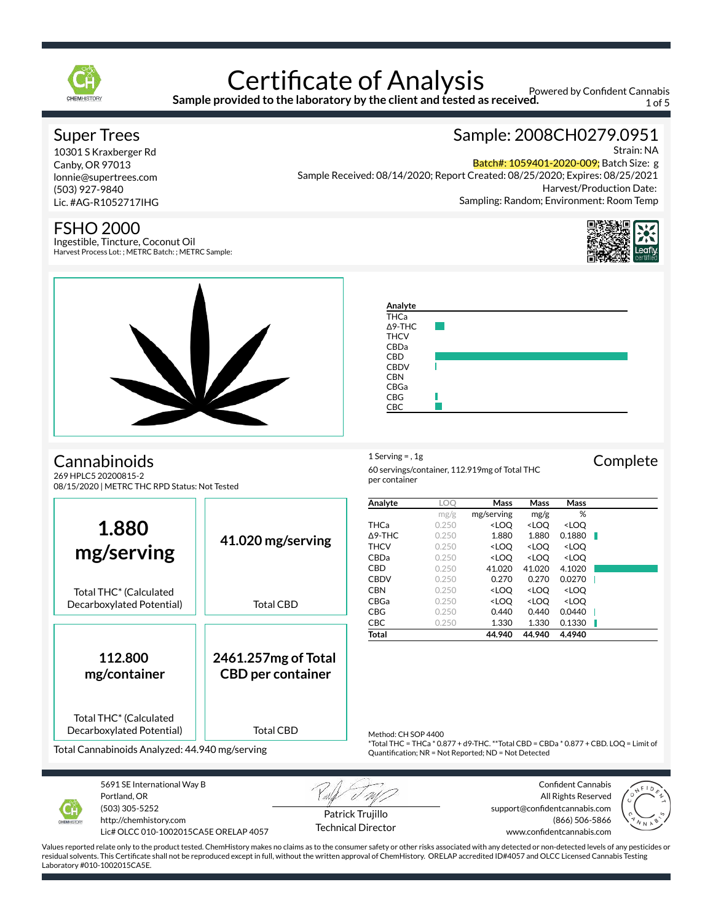# Certificate of Analysis

**Sample provided to the laboratory by the client and tested as received.**

Powered by Confident Cannabis

## Super Trees

10301 S Kraxberger Rd
Canby, OR 97013
lonnie@supertrees.com
(503) 927-9840
Lic. #AG-R1052717IHG

## Sample: 2008CH0279.0951

Strain: NA
Batch#: 1059401-2020-009; Batch Size: g
Sample Received: 08/14/2020; Report Created: 08/25/2020; Expires: 08/25/2021
Harvest/Production Date:
Sampling: Random; Environment: Room Temp

## FSHO 2000

Ingestible, Tincture, Coconut Oil
Harvest Process Lot: ; METRC Batch: ; METRC Sample:

## Cannabinoids

269 HPLC5 20200815-2
08/15/2020 | METRC THC RPD Status: Not Tested

1 Serving = , 1g
60 servings/container, 112.919mg of Total THC per container

**Complete**

| **1.880 mg/serving** | **41.020 mg/serving** |
|---|---|
| Total THC* (Calculated Decarboxylated Potential) | Total CBD |

| **112.800 mg/container** | **2461.257mg of Total CBD per container** |
|---|---|
| Total THC* (Calculated Decarboxylated Potential) | Total CBD |

Total Cannabinoids Analyzed: 44.940 mg/serving

| Analyte | LOQ | Mass | Mass | Mass |
|---|---|---|---|---|
| | mg/g | mg/serving | mg/g | % |
| THCa | 0.250 | <LOQ | <LOQ | <LOQ |
| Δ9-THC | 0.250 | 1.880 | 1.880 | 0.1880 |
| THCV | 0.250 | <LOQ | <LOQ | <LOQ |
| CBDa | 0.250 | <LOQ | <LOQ | <LOQ |
| CBD | 0.250 | 41.020 | 41.020 | 4.1020 |
| CBDV | 0.250 | 0.270 | 0.270 | 0.0270 |
| CBN | 0.250 | <LOQ | <LOQ | <LOQ |
| CBGa | 0.250 | <LOQ | <LOQ | <LOQ |
| CBG | 0.250 | 0.440 | 0.440 | 0.0440 |
| CBC | 0.250 | 1.330 | 1.330 | 0.1330 |
| **Total** | | **44.940** | **44.940** | **4.4940** |

Method: CH SOP 4400
*Total THC = THCa * 0.877 + d9-THC. **Total CBD = CBDa * 0.877 + CBD. LOQ = Limit of Quantification; NR = Not Reported; ND = Not Detected

5691 SE International Way B
Portland, OR
(503) 305-5252
http://chemhistory.com
Lic# OLCC 010-1002015CA5E ORELAP 4057

Patrick Trujillo
Technical Director

Confident Cannabis
All Rights Reserved
support@confidentcannabis.com
(866) 506-5866
www.confidentcannabis.com

Values reported relate only to the product tested. ChemHistory makes no claims as to the consumer safety or other risks associated with any detected or non-detected levels of any pesticides or residual solvents. This Certificate shall not be reproduced except in full, without the written approval of ChemHistory. ORELAP accredited ID#4057 and OLCC Licensed Cannabis Testing Laboratory #010-1002015CA5E.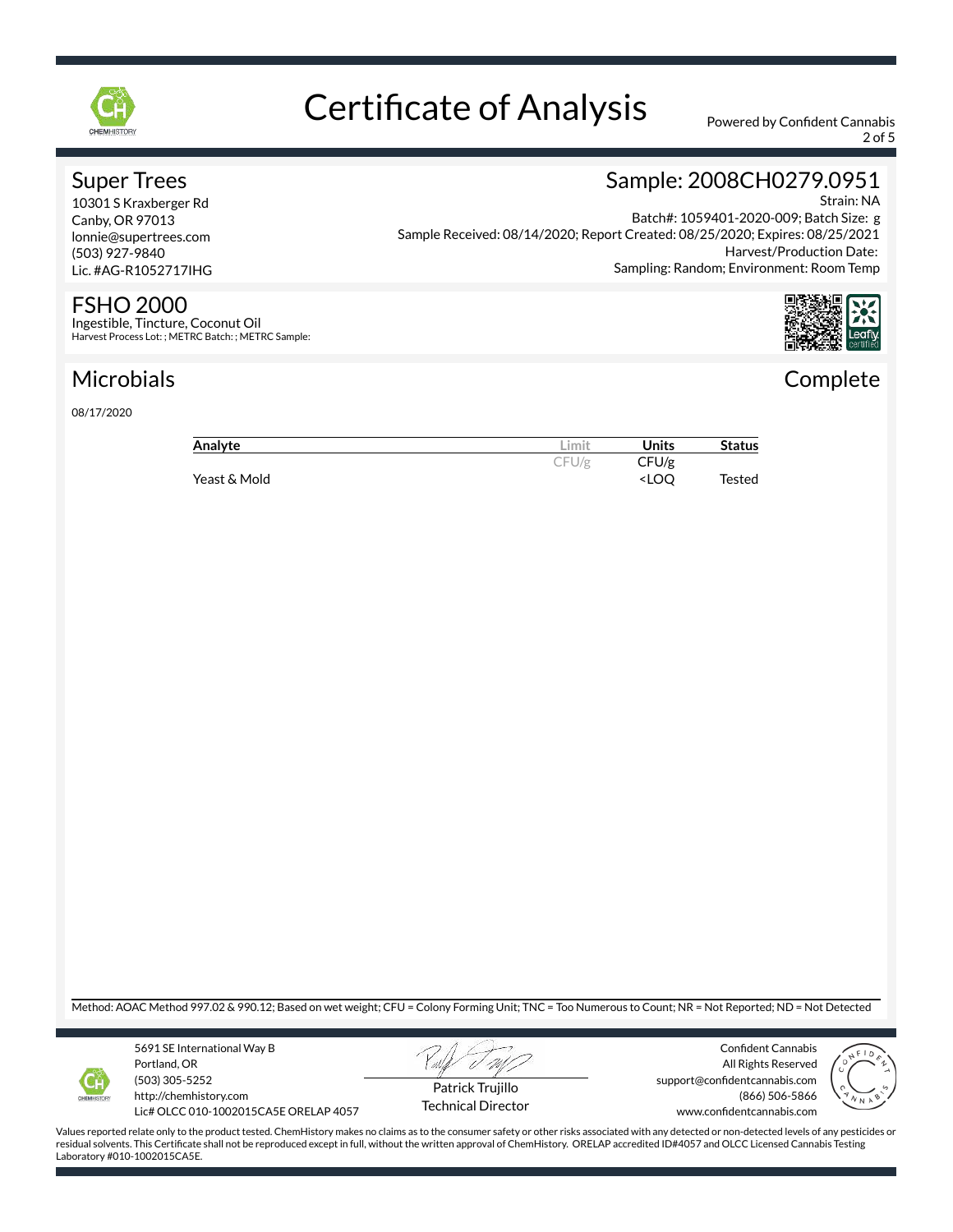# Certificate of Analysis

Powered by Confident Cannabis

## Super Trees

10301 S Kraxberger Rd
Canby, OR 97013
lonnie@supertrees.com
(503) 927-9840
Lic. #AG-R1052717IHG

## Sample: 2008CH0279.0951

Strain: NA
Batch#: 1059401-2020-009; Batch Size: g
Sample Received: 08/14/2020; Report Created: 08/25/2020; Expires: 08/25/2021
Harvest/Production Date:
Sampling: Random; Environment: Room Temp

## FSHO 2000

Ingestible, Tincture, Coconut Oil
Harvest Process Lot: ; METRC Batch: ; METRC Sample:

## Microbials

**Complete**

08/17/2020

| Analyte | Limit | Units | Status |
|---|---|---|---|
| | CFU/g | CFU/g | |
| Yeast & Mold | | <LOQ | Tested |

Method: AOAC Method 997.02 & 990.12; Based on wet weight; CFU = Colony Forming Unit; TNC = Too Numerous to Count; NR = Not Reported; ND = Not Detected

5691 SE International Way B
Portland, OR
(503) 305-5252
http://chemhistory.com
Lic# OLCC 010-1002015CA5E ORELAP 4057

Patrick Trujillo
Technical Director

Confident Cannabis
All Rights Reserved
support@confidentcannabis.com
(866) 506-5866
www.confidentcannabis.com

Values reported relate only to the product tested. ChemHistory makes no claims as to the consumer safety or other risks associated with any detected or non-detected levels of any pesticides or residual solvents. This Certificate shall not be reproduced except in full, without the written approval of ChemHistory. ORELAP accredited ID#4057 and OLCC Licensed Cannabis Testing Laboratory #010-1002015CA5E.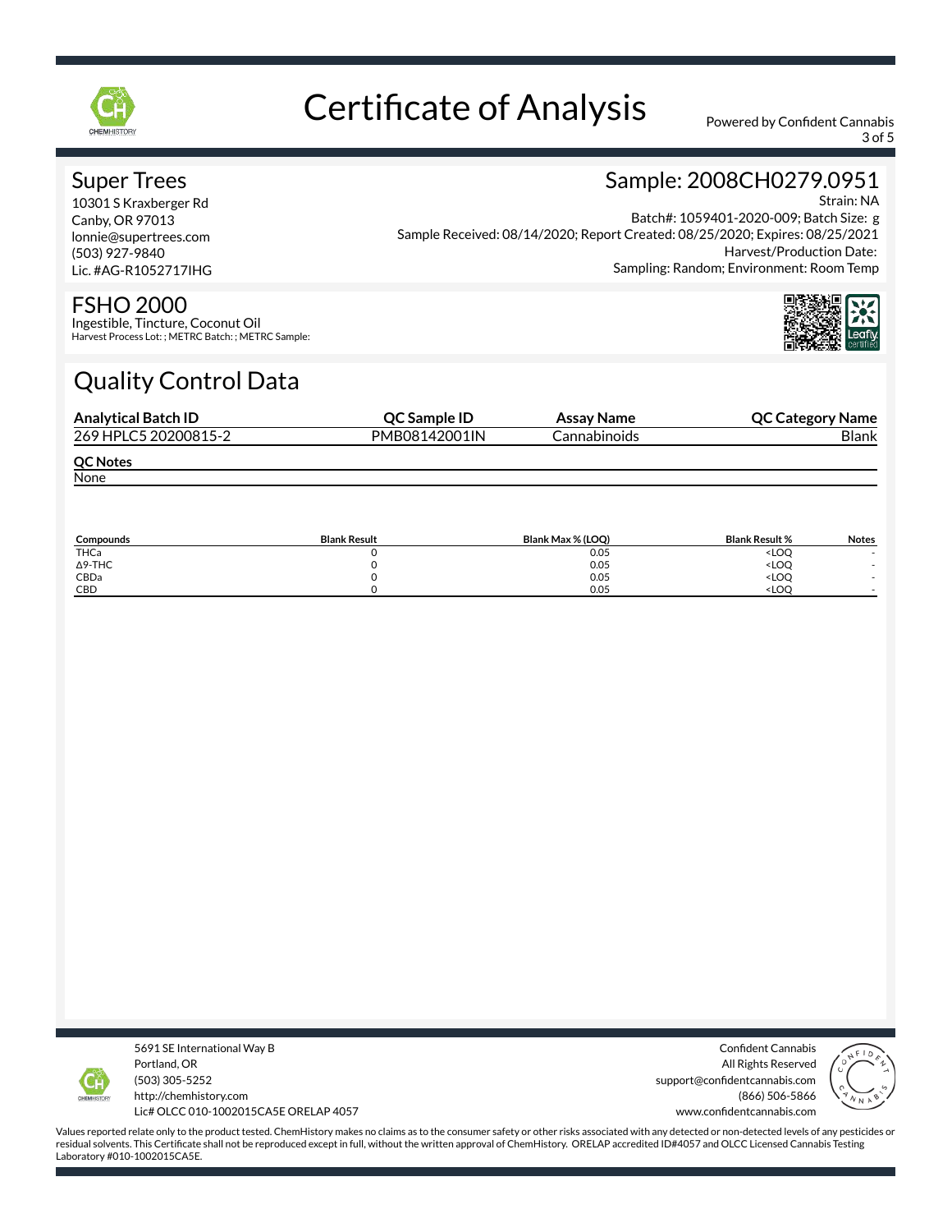# Certificate of Analysis

Powered by Confident Cannabis

## Super Trees

10301 S Kraxberger Rd
Canby, OR 97013
lonnie@supertrees.com
(503) 927-9840
Lic. #AG-R1052717IHG

## Sample: 2008CH0279.0951

Strain: NA
Batch#: 1059401-2020-009; Batch Size: g
Sample Received: 08/14/2020; Report Created: 08/25/2020; Expires: 08/25/2021
Harvest/Production Date:
Sampling: Random; Environment: Room Temp

## FSHO 2000

Ingestible, Tincture, Coconut Oil
Harvest Process Lot: ; METRC Batch: ; METRC Sample:

## Quality Control Data

| Analytical Batch ID | QC Sample ID | Assay Name | QC Category Name |
|---|---|---|---|
| 269 HPLC5 20200815-2 | PMB08142001IN | Cannabinoids | Blank |

**QC Notes**

None

| Compounds | Blank Result | Blank Max % (LOQ) | Blank Result % | Notes |
|---|---|---|---|---|
| THCa | 0 | 0.05 | <LOQ | - |
| Δ9-THC | 0 | 0.05 | <LOQ | - |
| CBDa | 0 | 0.05 | <LOQ | - |
| CBD | 0 | 0.05 | <LOQ | - |

5691 SE International Way B
Portland, OR
(503) 305-5252
http://chemhistory.com
Lic# OLCC 010-1002015CA5E ORELAP 4057

Confident Cannabis
All Rights Reserved
support@confidentcannabis.com
(866) 506-5866
www.confidentcannabis.com

Values reported relate only to the product tested. ChemHistory makes no claims as to the consumer safety or other risks associated with any detected or non-detected levels of any pesticides or residual solvents. This Certificate shall not be reproduced except in full, without the written approval of ChemHistory. ORELAP accredited ID#4057 and OLCC Licensed Cannabis Testing Laboratory #010-1002015CA5E.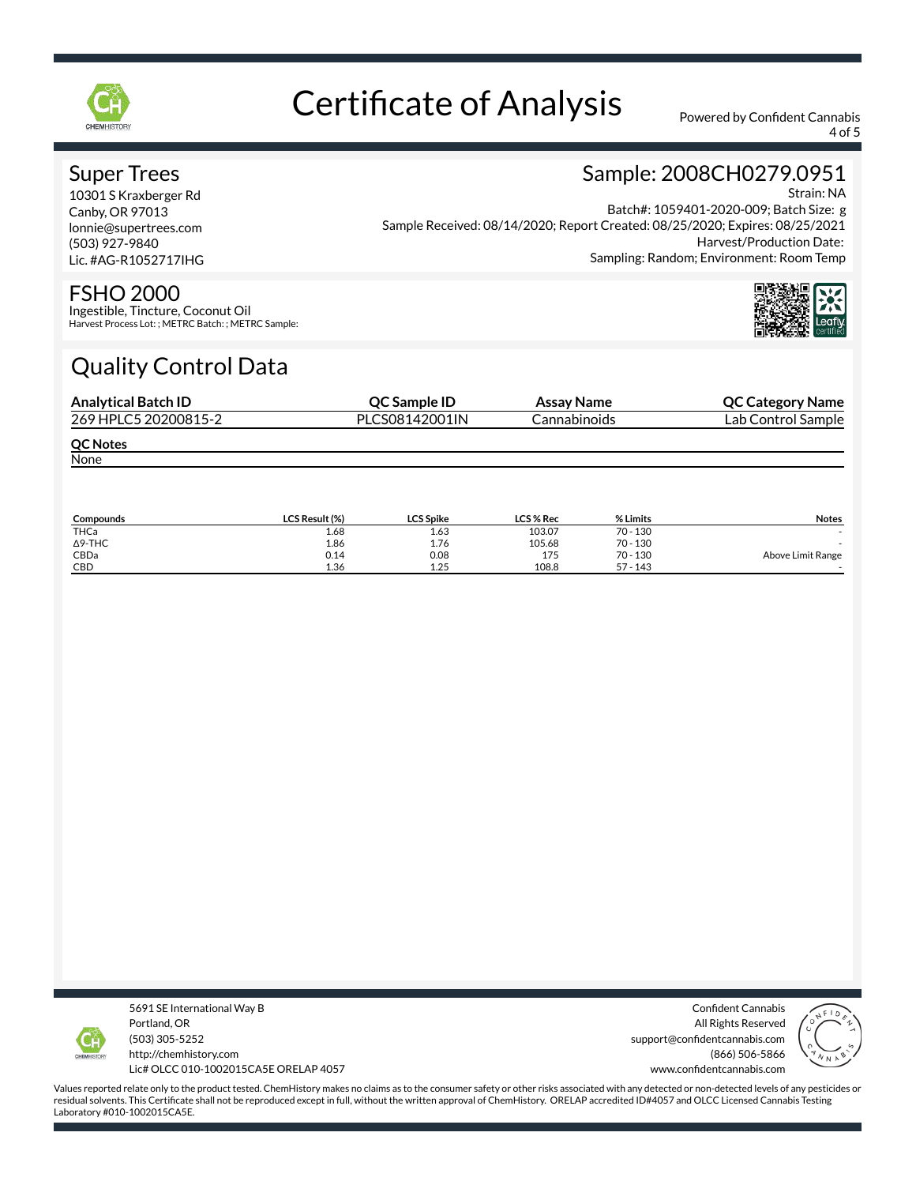# Certificate of Analysis

Powered by Confident Cannabis

## Super Trees

10301 S Kraxberger Rd
Canby, OR 97013
lonnie@supertrees.com
(503) 927-9840
Lic. #AG-R1052717IHG

## Sample: 2008CH0279.0951

Strain: NA
Batch#: 1059401-2020-009; Batch Size: g
Sample Received: 08/14/2020; Report Created: 08/25/2020; Expires: 08/25/2021
Harvest/Production Date:
Sampling: Random; Environment: Room Temp

## FSHO 2000

Ingestible, Tincture, Coconut Oil
Harvest Process Lot: ; METRC Batch: ; METRC Sample:

## Quality Control Data

| Analytical Batch ID | QC Sample ID | Assay Name | QC Category Name |
|---|---|---|---|
| 269 HPLC5 20200815-2 | PLCS08142001IN | Cannabinoids | Lab Control Sample |

**QC Notes**

None

| Compounds | LCS Result (%) | LCS Spike | LCS % Rec | % Limits | Notes |
|---|---|---|---|---|---|
| THCa | 1.68 | 1.63 | 103.07 | 70 - 130 | - |
| Δ9-THC | 1.86 | 1.76 | 105.68 | 70 - 130 | - |
| CBDa | 0.14 | 0.08 | 175 | 70 - 130 | Above Limit Range |
| CBD | 1.36 | 1.25 | 108.8 | 57 - 143 | - |

5691 SE International Way B
Portland, OR
(503) 305-5252
http://chemhistory.com
Lic# OLCC 010-1002015CA5E ORELAP 4057

Confident Cannabis
All Rights Reserved
support@confidentcannabis.com
(866) 506-5866
www.confidentcannabis.com

Values reported relate only to the product tested. ChemHistory makes no claims as to the consumer safety or other risks associated with any detected or non-detected levels of any pesticides or residual solvents. This Certificate shall not be reproduced except in full, without the written approval of ChemHistory. ORELAP accredited ID#4057 and OLCC Licensed Cannabis Testing Laboratory #010-1002015CA5E.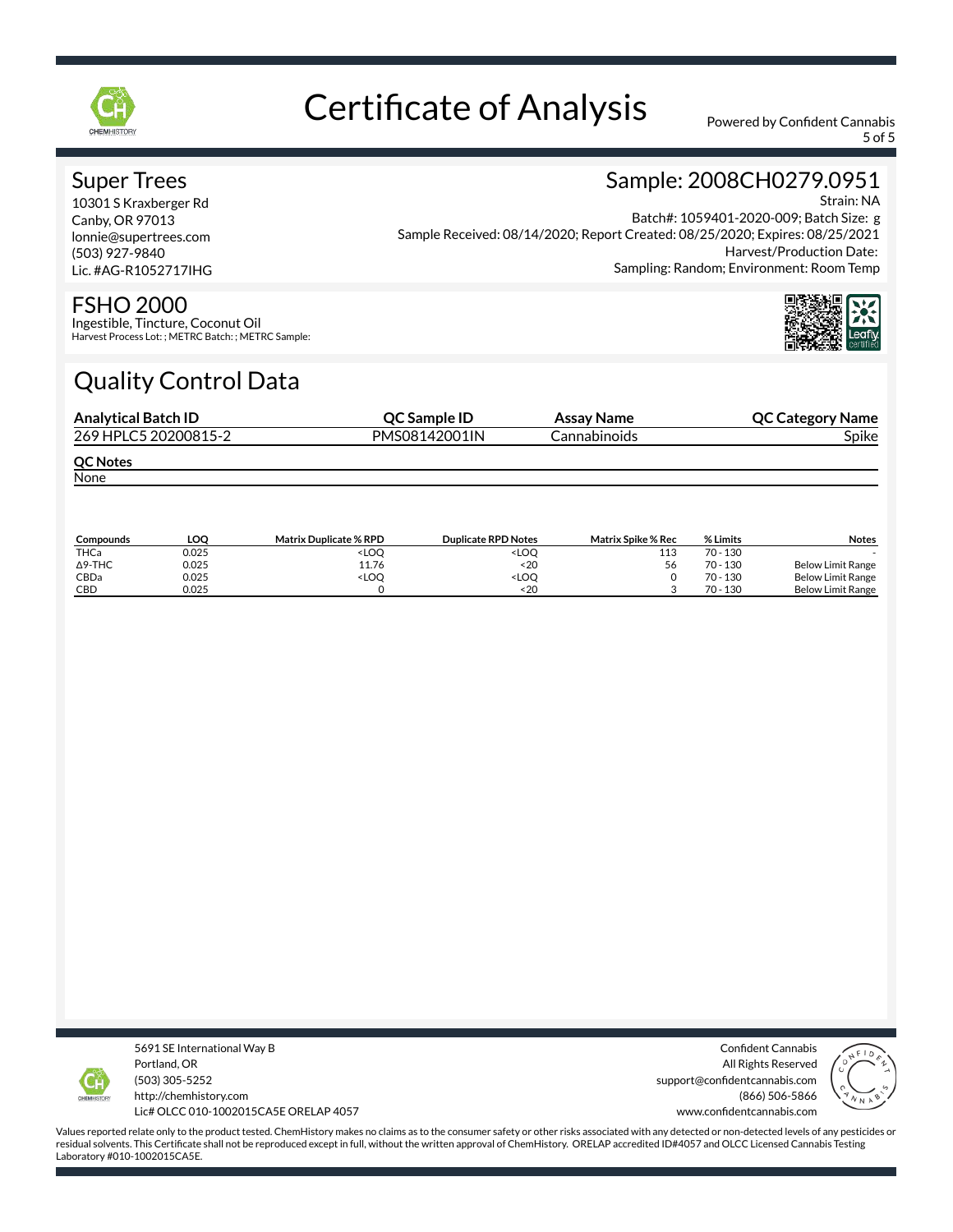# Certificate of Analysis

Powered by Confident Cannabis

## Super Trees

10301 S Kraxberger Rd
Canby, OR 97013
lonnie@supertrees.com
(503) 927-9840
Lic. #AG-R1052717IHG

## Sample: 2008CH0279.0951

Strain: NA
Batch#: 1059401-2020-009; Batch Size: g
Sample Received: 08/14/2020; Report Created: 08/25/2020; Expires: 08/25/2021
Harvest/Production Date:
Sampling: Random; Environment: Room Temp

## FSHO 2000

Ingestible, Tincture, Coconut Oil
Harvest Process Lot: ; METRC Batch: ; METRC Sample:

## Quality Control Data

| Analytical Batch ID | QC Sample ID | Assay Name | QC Category Name |
|---|---|---|---|
| 269 HPLC5 20200815-2 | PMS08142001IN | Cannabinoids | Spike |

**QC Notes**

None

| Compounds | LOQ | Matrix Duplicate % RPD | Duplicate RPD Notes | Matrix Spike % Rec | % Limits | Notes |
|---|---|---|---|---|---|---|
| THCa | 0.025 | <LOQ | <LOQ | 113 | 70 - 130 | - |
| Δ9-THC | 0.025 | 11.76 | <20 | 56 | 70 - 130 | Below Limit Range |
| CBDa | 0.025 | <LOQ | <LOQ | 0 | 70 - 130 | Below Limit Range |
| CBD | 0.025 | 0 | <20 | 3 | 70 - 130 | Below Limit Range |

5691 SE International Way B
Portland, OR
(503) 305-5252
http://chemhistory.com
Lic# OLCC 010-1002015CA5E ORELAP 4057

Confident Cannabis
All Rights Reserved
support@confidentcannabis.com
(866) 506-5866
www.confidentcannabis.com

Values reported relate only to the product tested. ChemHistory makes no claims as to the consumer safety or other risks associated with any detected or non-detected levels of any pesticides or residual solvents. This Certificate shall not be reproduced except in full, without the written approval of ChemHistory. ORELAP accredited ID#4057 and OLCC Licensed Cannabis Testing Laboratory #010-1002015CA5E.